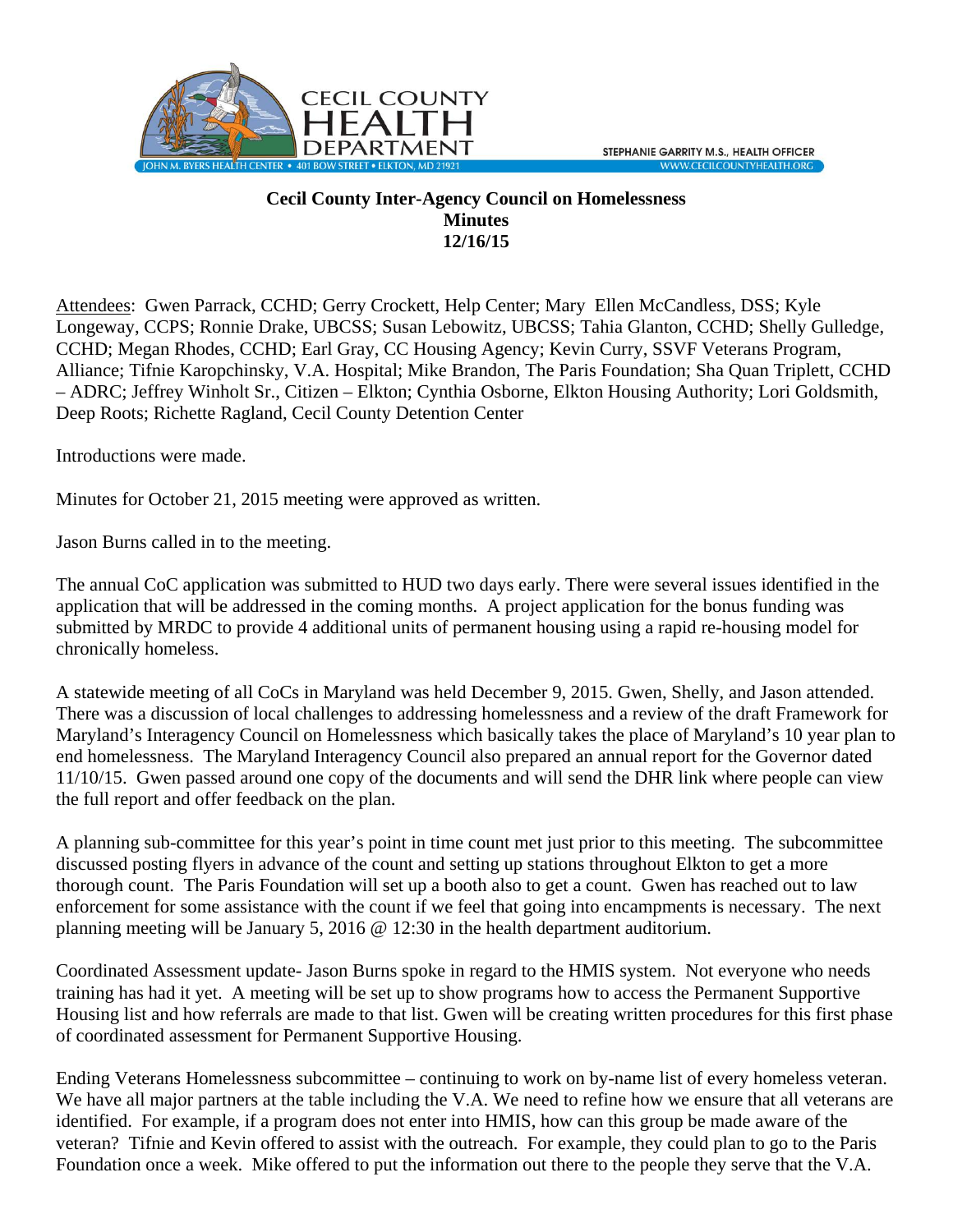CECIL COUNTY HEALTH DEPARTMENT

JOHN M. BYERS HEALTH CENTER • 401 BOW STREET • ELKTON, MD 21921

STEPHANIE GARRITY M.S., HEALTH OFFICER

WWW.CECILCOUNTYHEALTH.ORG

**Cecil County Inter-Agency Council on Homelessness**
**Minutes**
**12/16/15**

Attendees: Gwen Parrack, CCHD; Gerry Crockett, Help Center; Mary Ellen McCandless, DSS; Kyle Longeway, CCPS; Ronnie Drake, UBCSS; Susan Lebowitz, UBCSS; Tahia Glanton, CCHD; Shelly Gulledge, CCHD; Megan Rhodes, CCHD; Earl Gray, CC Housing Agency; Kevin Curry, SSVF Veterans Program, Alliance; Tifnie Karopchinsky, V.A. Hospital; Mike Brandon, The Paris Foundation; Sha Quan Triplett, CCHD – ADRC; Jeffrey Winholt Sr., Citizen – Elkton; Cynthia Osborne, Elkton Housing Authority; Lori Goldsmith, Deep Roots; Richette Ragland, Cecil County Detention Center

Introductions were made.

Minutes for October 21, 2015 meeting were approved as written.

Jason Burns called in to the meeting.

The annual CoC application was submitted to HUD two days early. There were several issues identified in the application that will be addressed in the coming months. A project application for the bonus funding was submitted by MRDC to provide 4 additional units of permanent housing using a rapid re-housing model for chronically homeless.

A statewide meeting of all CoCs in Maryland was held December 9, 2015. Gwen, Shelly, and Jason attended. There was a discussion of local challenges to addressing homelessness and a review of the draft Framework for Maryland's Interagency Council on Homelessness which basically takes the place of Maryland's 10 year plan to end homelessness. The Maryland Interagency Council also prepared an annual report for the Governor dated 11/10/15. Gwen passed around one copy of the documents and will send the DHR link where people can view the full report and offer feedback on the plan.

A planning sub-committee for this year's point in time count met just prior to this meeting. The subcommittee discussed posting flyers in advance of the count and setting up stations throughout Elkton to get a more thorough count. The Paris Foundation will set up a booth also to get a count. Gwen has reached out to law enforcement for some assistance with the count if we feel that going into encampments is necessary. The next planning meeting will be January 5, 2016 @ 12:30 in the health department auditorium.

Coordinated Assessment update- Jason Burns spoke in regard to the HMIS system. Not everyone who needs training has had it yet. A meeting will be set up to show programs how to access the Permanent Supportive Housing list and how referrals are made to that list. Gwen will be creating written procedures for this first phase of coordinated assessment for Permanent Supportive Housing.

Ending Veterans Homelessness subcommittee – continuing to work on by-name list of every homeless veteran. We have all major partners at the table including the V.A. We need to refine how we ensure that all veterans are identified. For example, if a program does not enter into HMIS, how can this group be made aware of the veteran? Tifnie and Kevin offered to assist with the outreach. For example, they could plan to go to the Paris Foundation once a week. Mike offered to put the information out there to the people they serve that the V.A.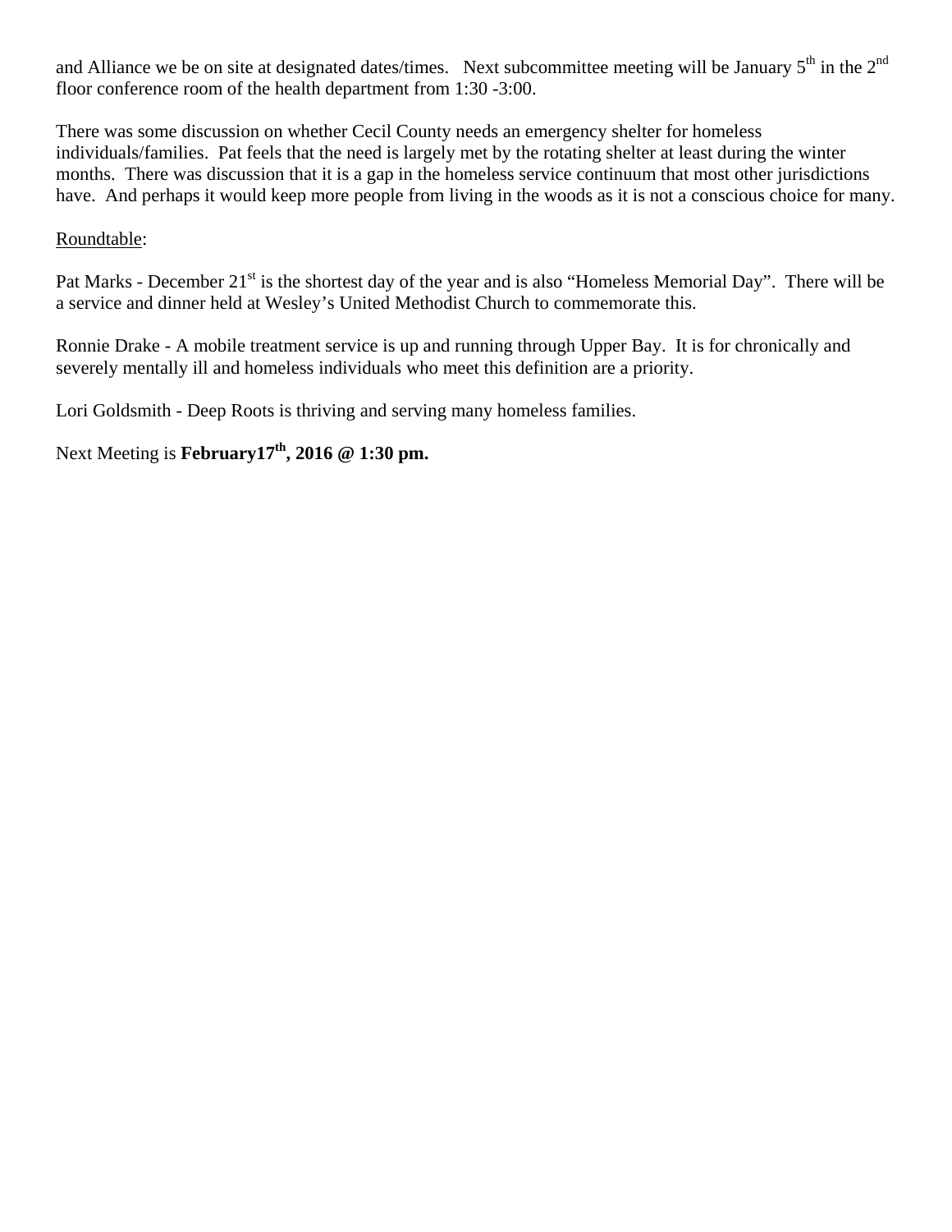and Alliance we be on site at designated dates/times. Next subcommittee meeting will be January 5th in the 2nd floor conference room of the health department from 1:30 -3:00.

There was some discussion on whether Cecil County needs an emergency shelter for homeless individuals/families. Pat feels that the need is largely met by the rotating shelter at least during the winter months. There was discussion that it is a gap in the homeless service continuum that most other jurisdictions have. And perhaps it would keep more people from living in the woods as it is not a conscious choice for many.

<u>Roundtable</u>:

Pat Marks - December 21st is the shortest day of the year and is also "Homeless Memorial Day". There will be a service and dinner held at Wesley's United Methodist Church to commemorate this.

Ronnie Drake - A mobile treatment service is up and running through Upper Bay. It is for chronically and severely mentally ill and homeless individuals who meet this definition are a priority.

Lori Goldsmith - Deep Roots is thriving and serving many homeless families.

Next Meeting is **February17th, 2016 @ 1:30 pm.**